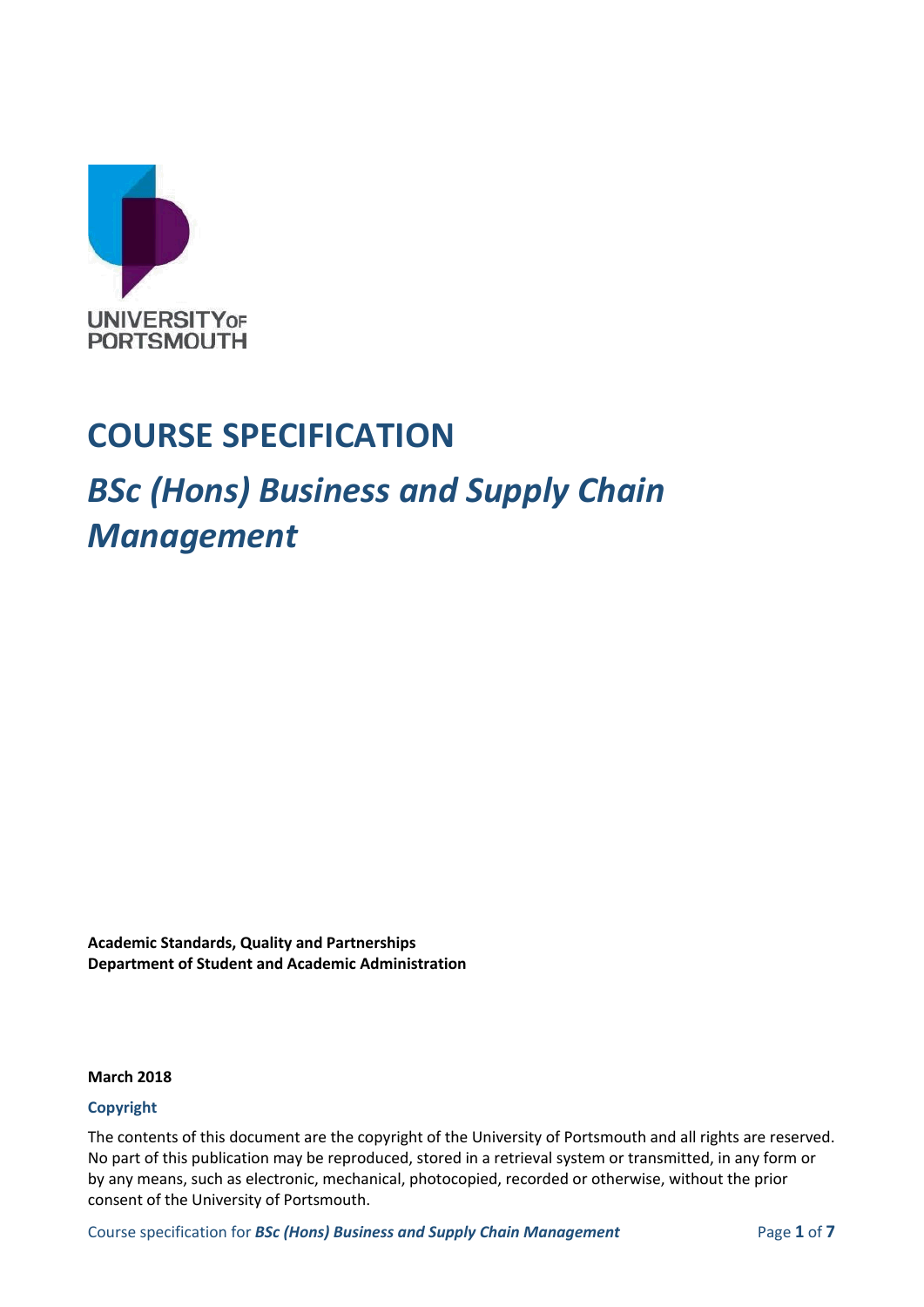UNIVERSITY OF PORTSMOUTH

# COURSE SPECIFICATION

## *BSc (Hons) Business and Supply Chain Management*

**Academic Standards, Quality and Partnerships**
**Department of Student and Academic Administration**

**March 2018**

### Copyright

The contents of this document are the copyright of the University of Portsmouth and all rights are reserved. No part of this publication may be reproduced, stored in a retrieval system or transmitted, in any form or by any means, such as electronic, mechanical, photocopied, recorded or otherwise, without the prior consent of the University of Portsmouth.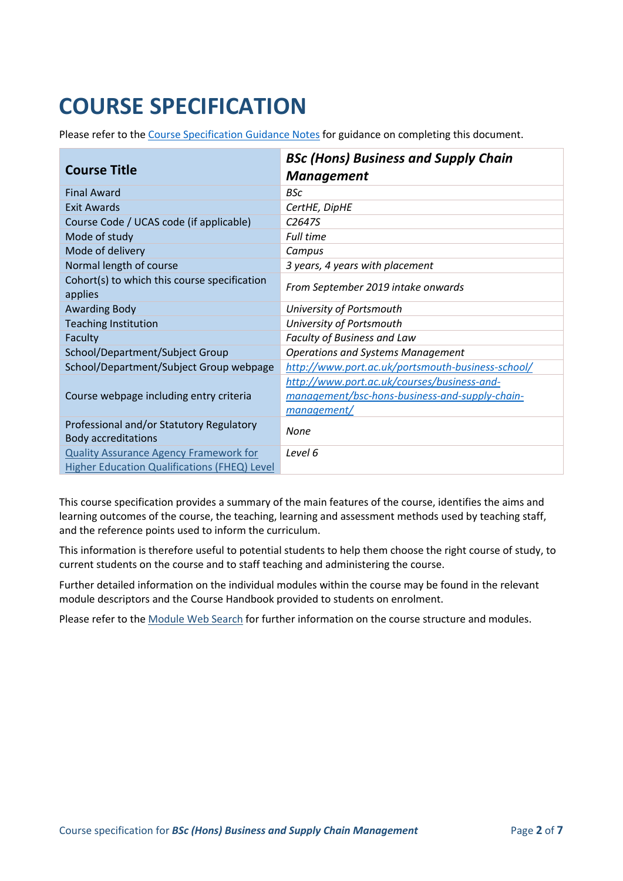# COURSE SPECIFICATION

Please refer to the Course Specification Guidance Notes for guidance on completing this document.

| Course Title | *BSc (Hons) Business and Supply Chain Management* |
|---|---|
| Final Award | *BSc* |
| Exit Awards | *CertHE, DipHE* |
| Course Code / UCAS code (if applicable) | *C2647S* |
| Mode of study | *Full time* |
| Mode of delivery | *Campus* |
| Normal length of course | *3 years, 4 years with placement* |
| Cohort(s) to which this course specification applies | *From September 2019 intake onwards* |
| Awarding Body | *University of Portsmouth* |
| Teaching Institution | *University of Portsmouth* |
| Faculty | *Faculty of Business and Law* |
| School/Department/Subject Group | *Operations and Systems Management* |
| School/Department/Subject Group webpage | *http://www.port.ac.uk/portsmouth-business-school/* |
| Course webpage including entry criteria | *http://www.port.ac.uk/courses/business-and-management/bsc-hons-business-and-supply-chain-management/* |
| Professional and/or Statutory Regulatory Body accreditations | *None* |
| Quality Assurance Agency Framework for Higher Education Qualifications (FHEQ) Level | *Level 6* |

This course specification provides a summary of the main features of the course, identifies the aims and learning outcomes of the course, the teaching, learning and assessment methods used by teaching staff, and the reference points used to inform the curriculum.

This information is therefore useful to potential students to help them choose the right course of study, to current students on the course and to staff teaching and administering the course.

Further detailed information on the individual modules within the course may be found in the relevant module descriptors and the Course Handbook provided to students on enrolment.

Please refer to the Module Web Search for further information on the course structure and modules.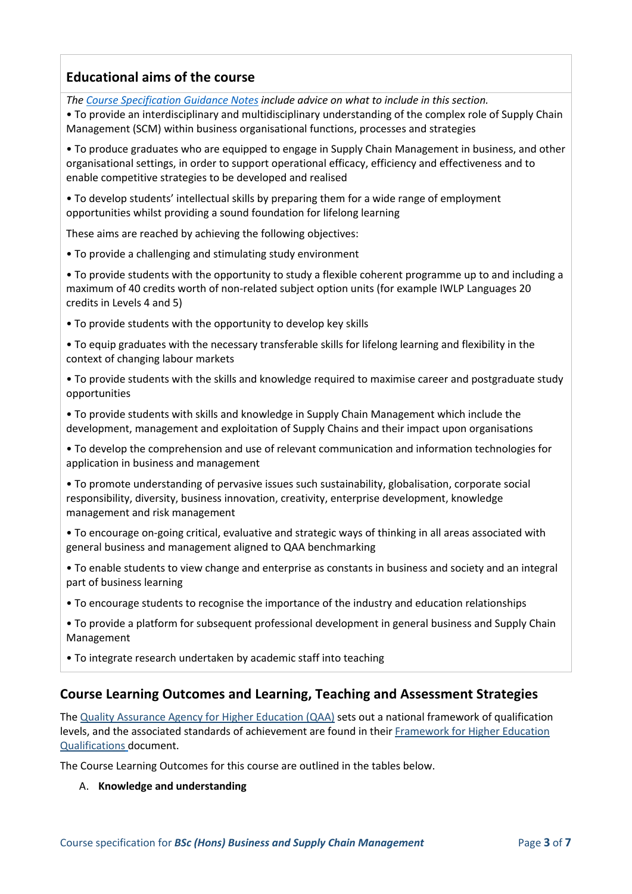## Educational aims of the course

*The [Course Specification Guidance Notes](#) include advice on what to include in this section.*

- To provide an interdisciplinary and multidisciplinary understanding of the complex role of Supply Chain Management (SCM) within business organisational functions, processes and strategies
- To produce graduates who are equipped to engage in Supply Chain Management in business, and other organisational settings, in order to support operational efficacy, efficiency and effectiveness and to enable competitive strategies to be developed and realised
- To develop students' intellectual skills by preparing them for a wide range of employment opportunities whilst providing a sound foundation for lifelong learning

These aims are reached by achieving the following objectives:

- To provide a challenging and stimulating study environment
- To provide students with the opportunity to study a flexible coherent programme up to and including a maximum of 40 credits worth of non-related subject option units (for example IWLP Languages 20 credits in Levels 4 and 5)
- To provide students with the opportunity to develop key skills
- To equip graduates with the necessary transferable skills for lifelong learning and flexibility in the context of changing labour markets
- To provide students with the skills and knowledge required to maximise career and postgraduate study opportunities
- To provide students with skills and knowledge in Supply Chain Management which include the development, management and exploitation of Supply Chains and their impact upon organisations
- To develop the comprehension and use of relevant communication and information technologies for application in business and management
- To promote understanding of pervasive issues such sustainability, globalisation, corporate social responsibility, diversity, business innovation, creativity, enterprise development, knowledge management and risk management
- To encourage on-going critical, evaluative and strategic ways of thinking in all areas associated with general business and management aligned to QAA benchmarking
- To enable students to view change and enterprise as constants in business and society and an integral part of business learning
- To encourage students to recognise the importance of the industry and education relationships
- To provide a platform for subsequent professional development in general business and Supply Chain Management
- To integrate research undertaken by academic staff into teaching

## Course Learning Outcomes and Learning, Teaching and Assessment Strategies

The [Quality Assurance Agency for Higher Education (QAA)](#) sets out a national framework of qualification levels, and the associated standards of achievement are found in their [Framework for Higher Education Qualifications](#) document.

The Course Learning Outcomes for this course are outlined in the tables below.

A. **Knowledge and understanding**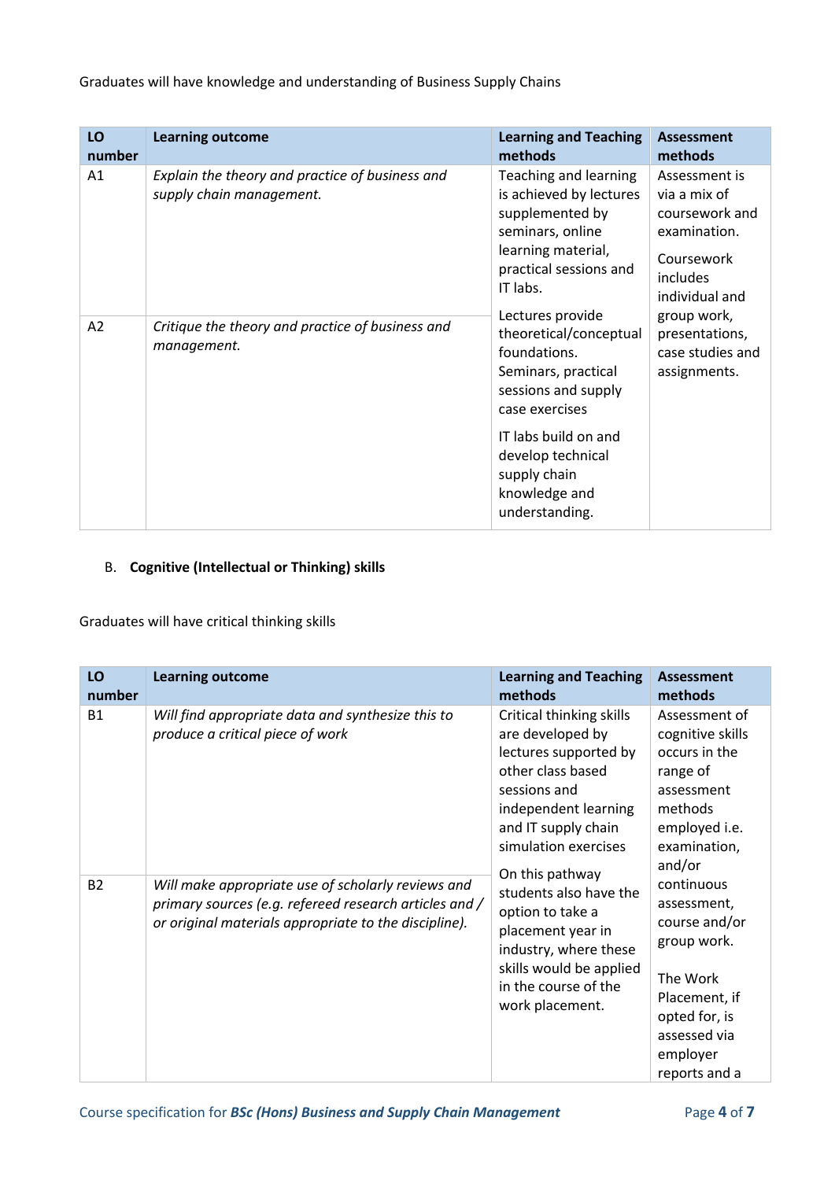Graduates will have knowledge and understanding of Business Supply Chains

| LO number | Learning outcome | Learning and Teaching methods | Assessment methods |
|---|---|---|---|
| A1 | *Explain the theory and practice of business and supply chain management.* | Teaching and learning is achieved by lectures supplemented by seminars, online learning material, practical sessions and IT labs. | Assessment is via a mix of coursework and examination. |
| A2 | *Critique the theory and practice of business and management.* | Lectures provide theoretical/conceptual foundations. Seminars, practical sessions and supply case exercises<br><br>IT labs build on and develop technical supply chain knowledge and understanding. | Coursework includes individual and group work, presentations, case studies and assignments. |

B. **Cognitive (Intellectual or Thinking) skills**

Graduates will have critical thinking skills

| LO number | Learning outcome | Learning and Teaching methods | Assessment methods |
|---|---|---|---|
| B1 | *Will find appropriate data and synthesize this to produce a critical piece of work* | Critical thinking skills are developed by lectures supported by other class based sessions and independent learning and IT supply chain simulation exercises | Assessment of cognitive skills occurs in the range of assessment methods employed i.e. examination, and/or continuous assessment, course and/or group work. |
| B2 | *Will make appropriate use of scholarly reviews and primary sources (e.g. refereed research articles and / or original materials appropriate to the discipline).* | On this pathway students also have the option to take a placement year in industry, where these skills would be applied in the course of the work placement. | The Work Placement, if opted for, is assessed via employer reports and a |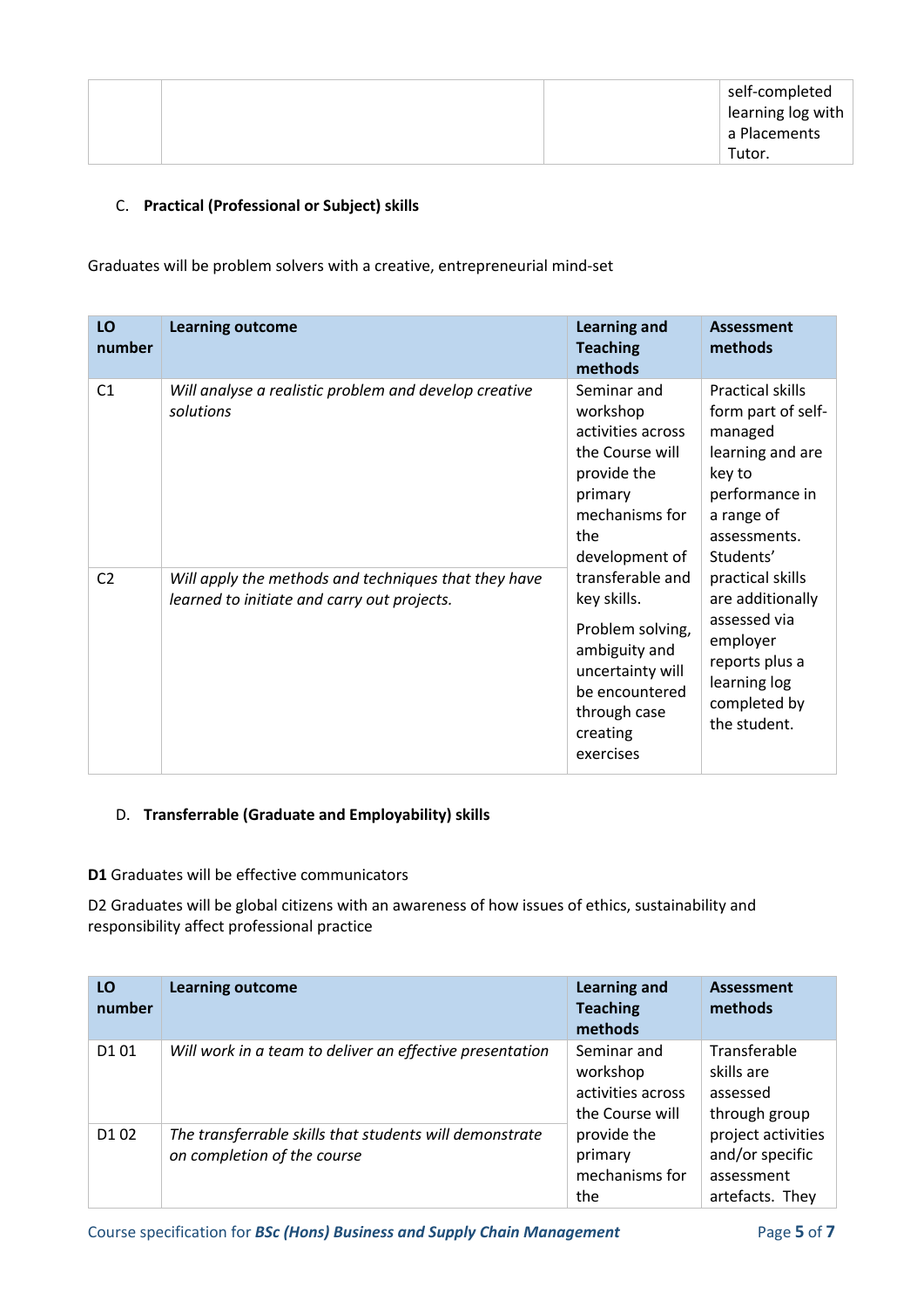| | | | self-completed learning log with a Placements Tutor. |
|---|---|---|---|

C. **Practical (Professional or Subject) skills**

Graduates will be problem solvers with a creative, entrepreneurial mind-set

| LO number | Learning outcome | Learning and Teaching methods | Assessment methods |
|---|---|---|---|
| C1 | *Will analyse a realistic problem and develop creative solutions* | Seminar and workshop activities across the Course will provide the primary mechanisms for the development of transferable and key skills. Problem solving, ambiguity and uncertainty will be encountered through case creating exercises | Practical skills form part of self-managed learning and are key to performance in a range of assessments. Students' practical skills are additionally assessed via employer reports plus a learning log completed by the student. |
| C2 | *Will apply the methods and techniques that they have learned to initiate and carry out projects.* | | |

D. **Transferrable (Graduate and Employability) skills**

**D1** Graduates will be effective communicators

D2 Graduates will be global citizens with an awareness of how issues of ethics, sustainability and responsibility affect professional practice

| LO number | Learning outcome | Learning and Teaching methods | Assessment methods |
|---|---|---|---|
| D1 01 | *Will work in a team to deliver an effective presentation* | Seminar and workshop activities across the Course will provide the primary mechanisms for the | Transferable skills are assessed through group project activities and/or specific assessment artefacts. They |
| D1 02 | *The transferrable skills that students will demonstrate on completion of the course* | | |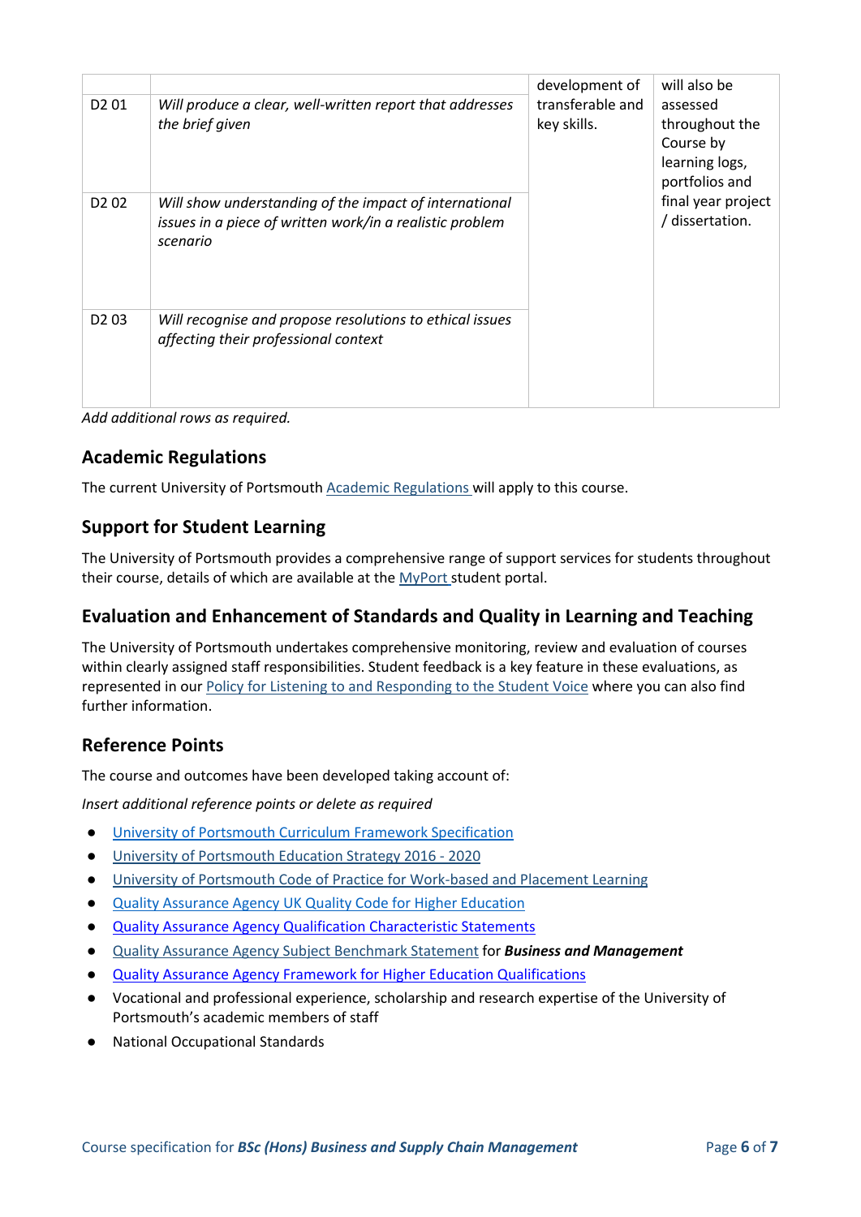| | | | |
|---|---|---|---|
| | | development of transferable and key skills. | will also be assessed throughout the Course by learning logs, portfolios and final year project / dissertation. |
| D2 01 | *Will produce a clear, well-written report that addresses the brief given* | | |
| D2 02 | *Will show understanding of the impact of international issues in a piece of written work/in a realistic problem scenario* | | |
| D2 03 | *Will recognise and propose resolutions to ethical issues affecting their professional context* | | |

*Add additional rows as required.*

## Academic Regulations

The current University of Portsmouth Academic Regulations will apply to this course.

## Support for Student Learning

The University of Portsmouth provides a comprehensive range of support services for students throughout their course, details of which are available at the MyPort student portal.

## Evaluation and Enhancement of Standards and Quality in Learning and Teaching

The University of Portsmouth undertakes comprehensive monitoring, review and evaluation of courses within clearly assigned staff responsibilities. Student feedback is a key feature in these evaluations, as represented in our Policy for Listening to and Responding to the Student Voice where you can also find further information.

## Reference Points

The course and outcomes have been developed taking account of:

*Insert additional reference points or delete as required*

- University of Portsmouth Curriculum Framework Specification
- University of Portsmouth Education Strategy 2016 - 2020
- University of Portsmouth Code of Practice for Work-based and Placement Learning
- Quality Assurance Agency UK Quality Code for Higher Education
- Quality Assurance Agency Qualification Characteristic Statements
- Quality Assurance Agency Subject Benchmark Statement for ***Business and Management***
- Quality Assurance Agency Framework for Higher Education Qualifications
- Vocational and professional experience, scholarship and research expertise of the University of Portsmouth's academic members of staff
- National Occupational Standards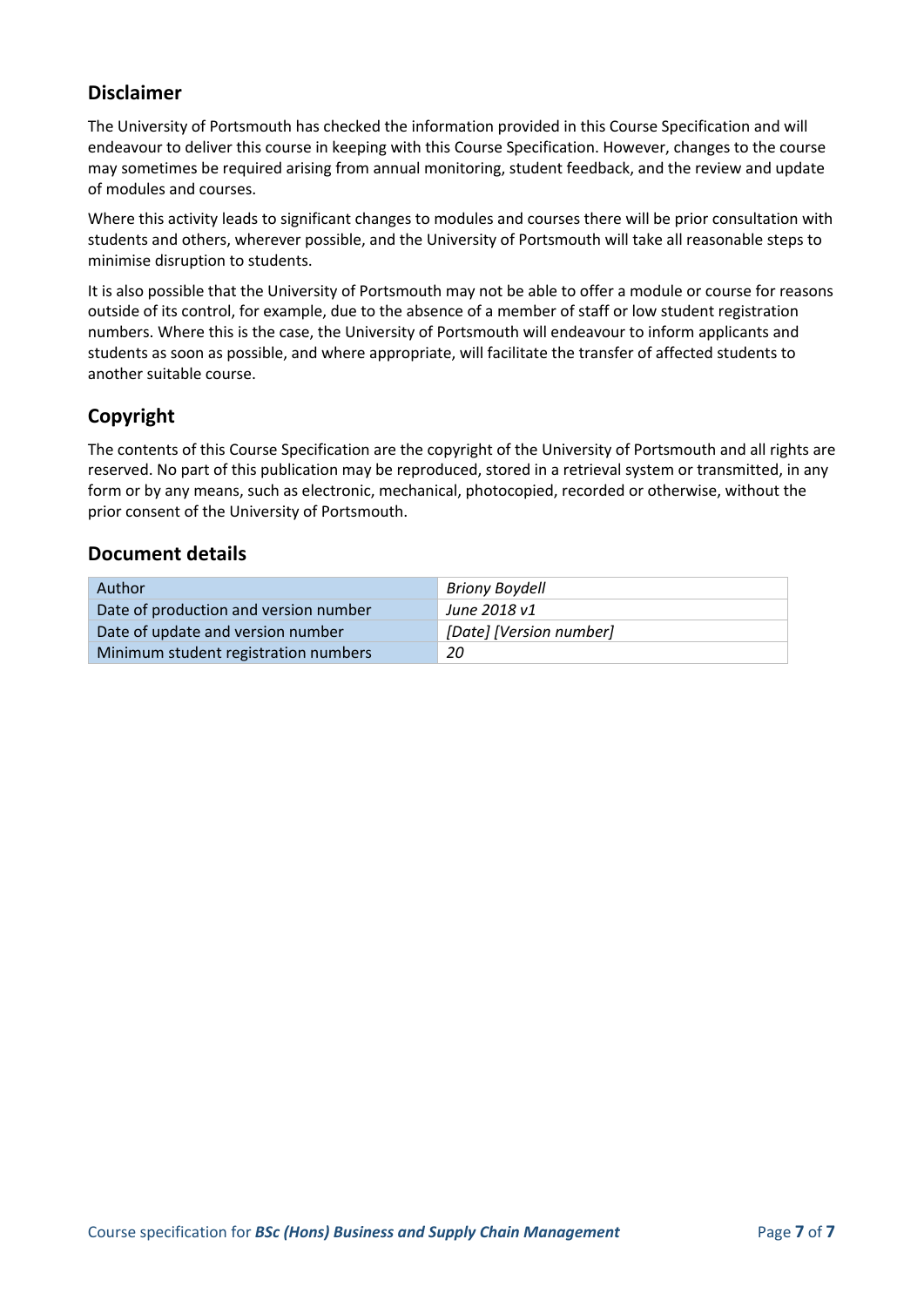## Disclaimer

The University of Portsmouth has checked the information provided in this Course Specification and will endeavour to deliver this course in keeping with this Course Specification. However, changes to the course may sometimes be required arising from annual monitoring, student feedback, and the review and update of modules and courses.

Where this activity leads to significant changes to modules and courses there will be prior consultation with students and others, wherever possible, and the University of Portsmouth will take all reasonable steps to minimise disruption to students.

It is also possible that the University of Portsmouth may not be able to offer a module or course for reasons outside of its control, for example, due to the absence of a member of staff or low student registration numbers. Where this is the case, the University of Portsmouth will endeavour to inform applicants and students as soon as possible, and where appropriate, will facilitate the transfer of affected students to another suitable course.

## Copyright

The contents of this Course Specification are the copyright of the University of Portsmouth and all rights are reserved. No part of this publication may be reproduced, stored in a retrieval system or transmitted, in any form or by any means, such as electronic, mechanical, photocopied, recorded or otherwise, without the prior consent of the University of Portsmouth.

## Document details

| | |
|---|---|
| Author | *Briony Boydell* |
| Date of production and version number | *June 2018 v1* |
| Date of update and version number | *[Date] [Version number]* |
| Minimum student registration numbers | *20* |